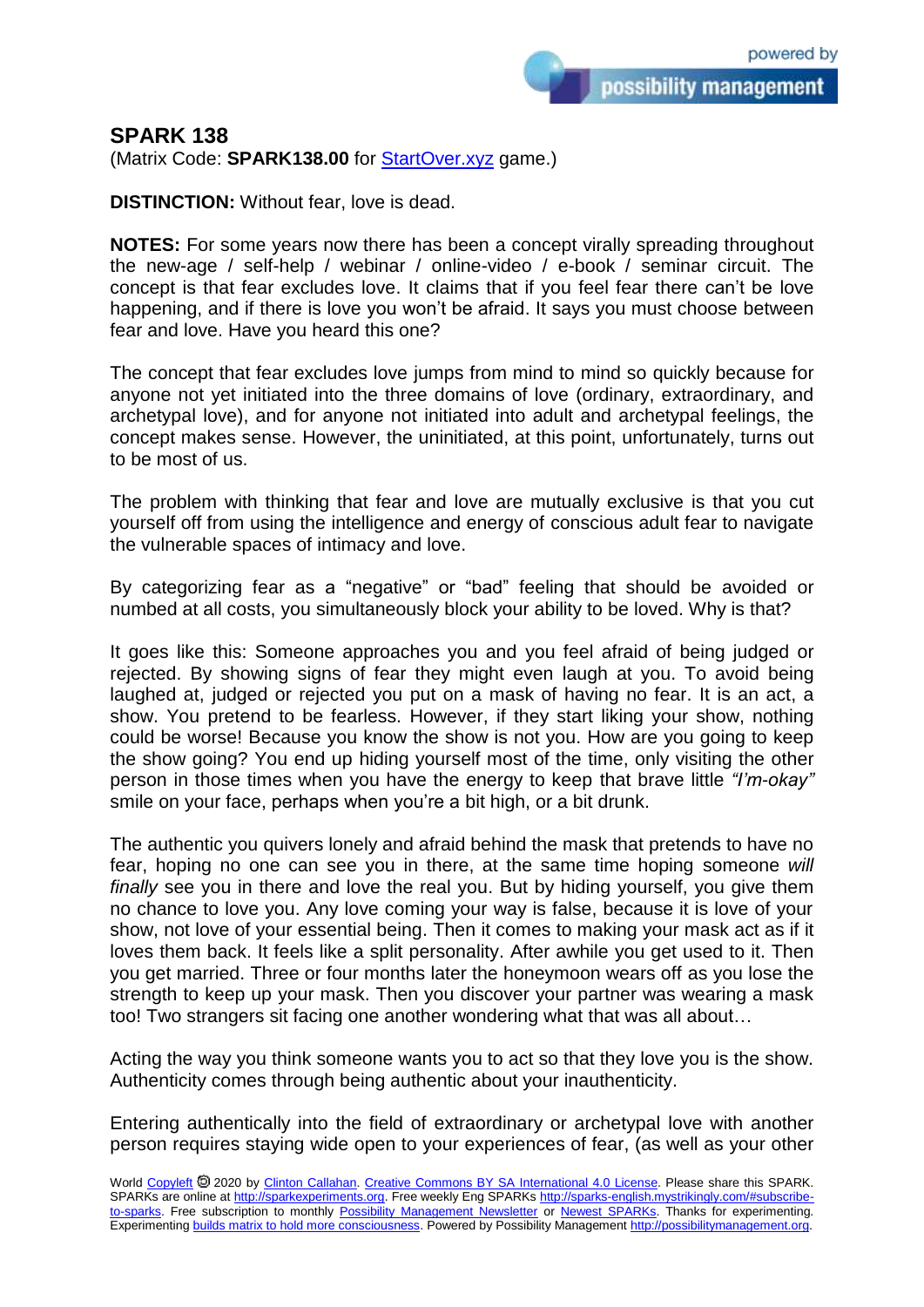## SPARK 138

(Matrix Code: **SPARK138.00** for StartOver.xyz game.)

**DISTINCTION:** Without fear, love is dead.

**NOTES:** For some years now there has been a concept virally spreading throughout the new-age / self-help / webinar / online-video / e-book / seminar circuit. The concept is that fear excludes love. It claims that if you feel fear there can't be love happening, and if there is love you won't be afraid. It says you must choose between fear and love. Have you heard this one?

The concept that fear excludes love jumps from mind to mind so quickly because for anyone not yet initiated into the three domains of love (ordinary, extraordinary, and archetypal love), and for anyone not initiated into adult and archetypal feelings, the concept makes sense. However, the uninitiated, at this point, unfortunately, turns out to be most of us.

The problem with thinking that fear and love are mutually exclusive is that you cut yourself off from using the intelligence and energy of conscious adult fear to navigate the vulnerable spaces of intimacy and love.

By categorizing fear as a "negative" or "bad" feeling that should be avoided or numbed at all costs, you simultaneously block your ability to be loved. Why is that?

It goes like this: Someone approaches you and you feel afraid of being judged or rejected. By showing signs of fear they might even laugh at you. To avoid being laughed at, judged or rejected you put on a mask of having no fear. It is an act, a show. You pretend to be fearless. However, if they start liking your show, nothing could be worse! Because you know the show is not you. How are you going to keep the show going? You end up hiding yourself most of the time, only visiting the other person in those times when you have the energy to keep that brave little *"I'm-okay"* smile on your face, perhaps when you're a bit high, or a bit drunk.

The authentic you quivers lonely and afraid behind the mask that pretends to have no fear, hoping no one can see you in there, at the same time hoping someone *will finally* see you in there and love the real you. But by hiding yourself, you give them no chance to love you. Any love coming your way is false, because it is love of your show, not love of your essential being. Then it comes to making your mask act as if it loves them back. It feels like a split personality. After awhile you get used to it. Then you get married. Three or four months later the honeymoon wears off as you lose the strength to keep up your mask. Then you discover your partner was wearing a mask too! Two strangers sit facing one another wondering what that was all about…

Acting the way you think someone wants you to act so that they love you is the show. Authenticity comes through being authentic about your inauthenticity.

Entering authentically into the field of extraordinary or archetypal love with another person requires staying wide open to your experiences of fear, (as well as your other

World Copyleft 🄯 2020 by Clinton Callahan. Creative Commons BY SA International 4.0 License. Please share this SPARK. SPARKs are online at http://sparkexperiments.org. Free weekly Eng SPARKs http://sparks-english.mystrikingly.com/#subscribe-to-sparks. Free subscription to monthly Possibility Management Newsletter or Newest SPARKs. Thanks for experimenting. Experimenting builds matrix to hold more consciousness. Powered by Possibility Management http://possibilitymanagement.org.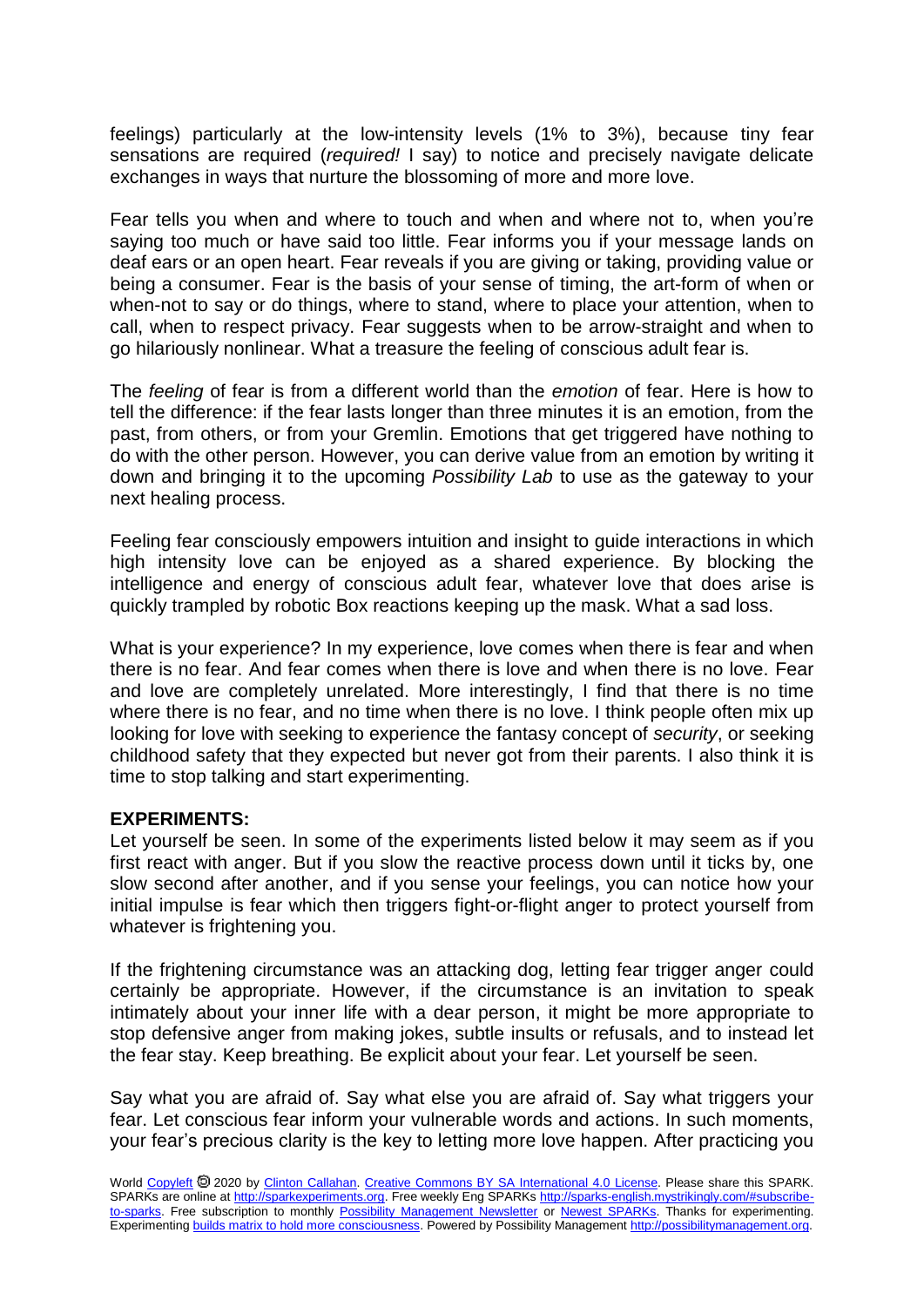feelings) particularly at the low-intensity levels (1% to 3%), because tiny fear sensations are required (*required!* I say) to notice and precisely navigate delicate exchanges in ways that nurture the blossoming of more and more love.

Fear tells you when and where to touch and when and where not to, when you're saying too much or have said too little. Fear informs you if your message lands on deaf ears or an open heart. Fear reveals if you are giving or taking, providing value or being a consumer. Fear is the basis of your sense of timing, the art-form of when or when-not to say or do things, where to stand, where to place your attention, when to call, when to respect privacy. Fear suggests when to be arrow-straight and when to go hilariously nonlinear. What a treasure the feeling of conscious adult fear is.

The *feeling* of fear is from a different world than the *emotion* of fear. Here is how to tell the difference: if the fear lasts longer than three minutes it is an emotion, from the past, from others, or from your Gremlin. Emotions that get triggered have nothing to do with the other person. However, you can derive value from an emotion by writing it down and bringing it to the upcoming *Possibility Lab* to use as the gateway to your next healing process.

Feeling fear consciously empowers intuition and insight to guide interactions in which high intensity love can be enjoyed as a shared experience. By blocking the intelligence and energy of conscious adult fear, whatever love that does arise is quickly trampled by robotic Box reactions keeping up the mask. What a sad loss.

What is your experience? In my experience, love comes when there is fear and when there is no fear. And fear comes when there is love and when there is no love. Fear and love are completely unrelated. More interestingly, I find that there is no time where there is no fear, and no time when there is no love. I think people often mix up looking for love with seeking to experience the fantasy concept of *security*, or seeking childhood safety that they expected but never got from their parents. I also think it is time to stop talking and start experimenting.

**EXPERIMENTS:**

Let yourself be seen. In some of the experiments listed below it may seem as if you first react with anger. But if you slow the reactive process down until it ticks by, one slow second after another, and if you sense your feelings, you can notice how your initial impulse is fear which then triggers fight-or-flight anger to protect yourself from whatever is frightening you.

If the frightening circumstance was an attacking dog, letting fear trigger anger could certainly be appropriate. However, if the circumstance is an invitation to speak intimately about your inner life with a dear person, it might be more appropriate to stop defensive anger from making jokes, subtle insults or refusals, and to instead let the fear stay. Keep breathing. Be explicit about your fear. Let yourself be seen.

Say what you are afraid of. Say what else you are afraid of. Say what triggers your fear. Let conscious fear inform your vulnerable words and actions. In such moments, your fear's precious clarity is the key to letting more love happen. After practicing you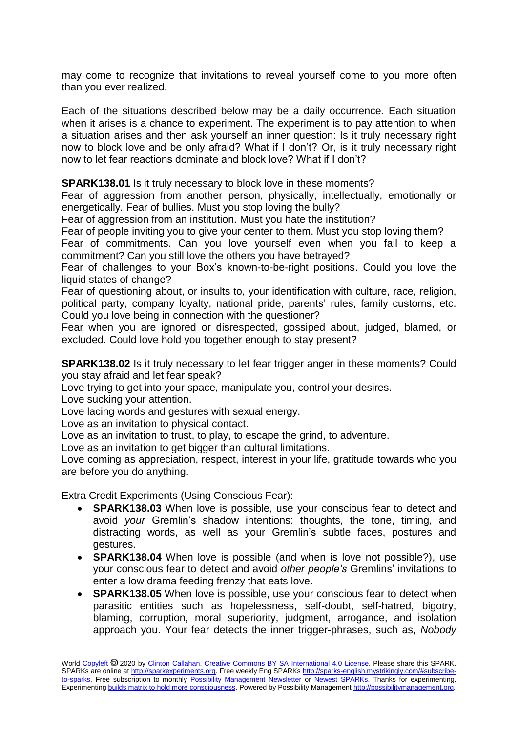may come to recognize that invitations to reveal yourself come to you more often than you ever realized.

Each of the situations described below may be a daily occurrence. Each situation when it arises is a chance to experiment. The experiment is to pay attention to when a situation arises and then ask yourself an inner question: Is it truly necessary right now to block love and be only afraid? What if I don't? Or, is it truly necessary right now to let fear reactions dominate and block love? What if I don't?

**SPARK138.01** Is it truly necessary to block love in these moments?
Fear of aggression from another person, physically, intellectually, emotionally or energetically. Fear of bullies. Must you stop loving the bully?
Fear of aggression from an institution. Must you hate the institution?
Fear of people inviting you to give your center to them. Must you stop loving them?
Fear of commitments. Can you love yourself even when you fail to keep a commitment? Can you still love the others you have betrayed?
Fear of challenges to your Box's known-to-be-right positions. Could you love the liquid states of change?
Fear of questioning about, or insults to, your identification with culture, race, religion, political party, company loyalty, national pride, parents' rules, family customs, etc. Could you love being in connection with the questioner?
Fear when you are ignored or disrespected, gossiped about, judged, blamed, or excluded. Could love hold you together enough to stay present?

**SPARK138.02** Is it truly necessary to let fear trigger anger in these moments? Could you stay afraid and let fear speak?
Love trying to get into your space, manipulate you, control your desires.
Love sucking your attention.
Love lacing words and gestures with sexual energy.
Love as an invitation to physical contact.
Love as an invitation to trust, to play, to escape the grind, to adventure.
Love as an invitation to get bigger than cultural limitations.
Love coming as appreciation, respect, interest in your life, gratitude towards who you are before you do anything.

Extra Credit Experiments (Using Conscious Fear):

- **SPARK138.03** When love is possible, use your conscious fear to detect and avoid *your* Gremlin's shadow intentions: thoughts, the tone, timing, and distracting words, as well as your Gremlin's subtle faces, postures and gestures.
- **SPARK138.04** When love is possible (and when is love not possible?), use your conscious fear to detect and avoid *other people's* Gremlins' invitations to enter a low drama feeding frenzy that eats love.
- **SPARK138.05** When love is possible, use your conscious fear to detect when parasitic entities such as hopelessness, self-doubt, self-hatred, bigotry, blaming, corruption, moral superiority, judgment, arrogance, and isolation approach you. Your fear detects the inner trigger-phrases, such as, *Nobody*

World Copyleft 🄯 2020 by Clinton Callahan. Creative Commons BY SA International 4.0 License. Please share this SPARK. SPARKs are online at http://sparkexperiments.org. Free weekly Eng SPARKs http://sparks-english.mystrikingly.com/#subscribe-to-sparks. Free subscription to monthly Possibility Management Newsletter or Newest SPARKs. Thanks for experimenting. Experimenting builds matrix to hold more consciousness. Powered by Possibility Management http://possibilitymanagement.org.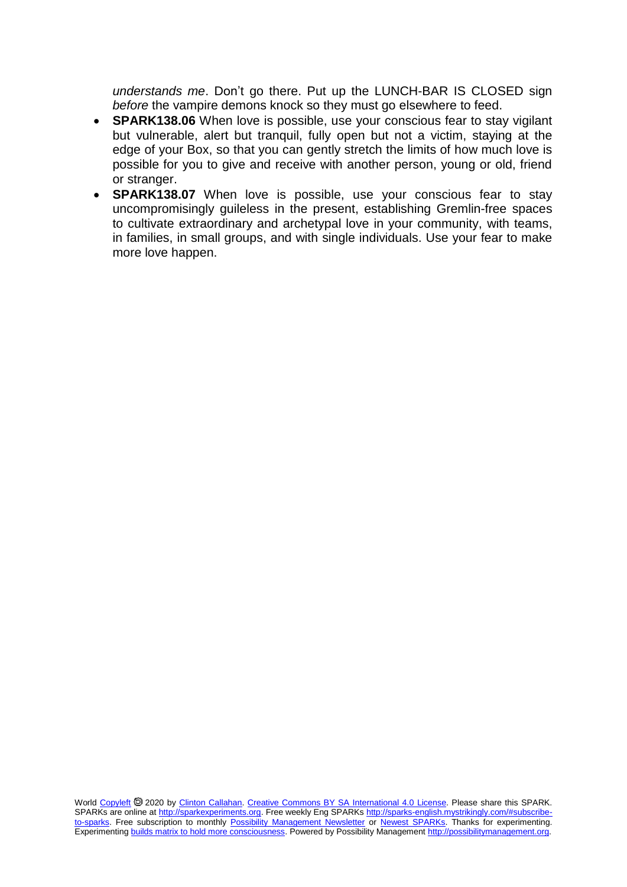*understands me*. Don't go there. Put up the LUNCH-BAR IS CLOSED sign *before* the vampire demons knock so they must go elsewhere to feed.

- **SPARK138.06** When love is possible, use your conscious fear to stay vigilant but vulnerable, alert but tranquil, fully open but not a victim, staying at the edge of your Box, so that you can gently stretch the limits of how much love is possible for you to give and receive with another person, young or old, friend or stranger.
- **SPARK138.07** When love is possible, use your conscious fear to stay uncompromisingly guileless in the present, establishing Gremlin-free spaces to cultivate extraordinary and archetypal love in your community, with teams, in families, in small groups, and with single individuals. Use your fear to make more love happen.